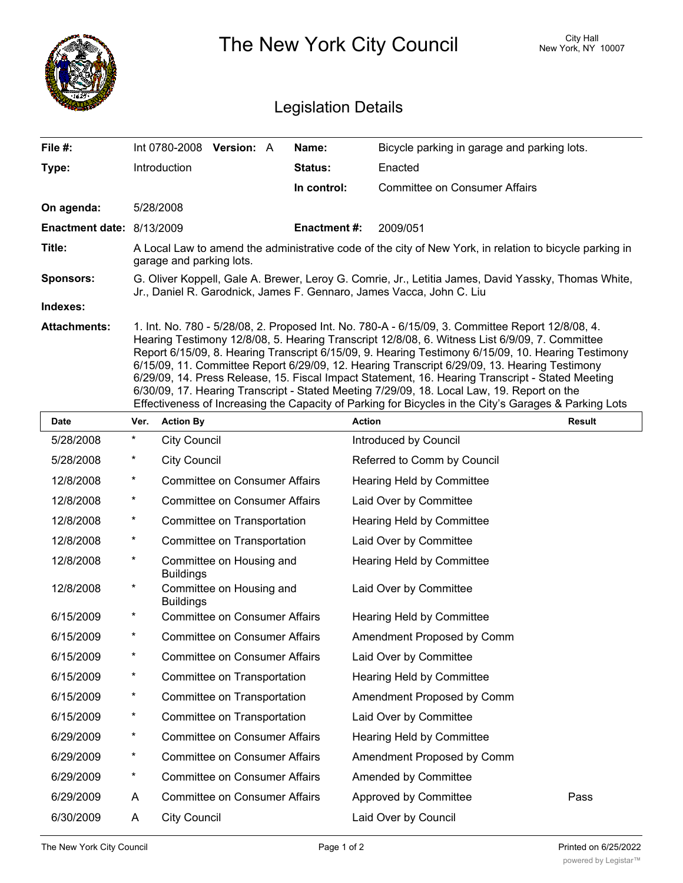# The New York City Council

City Hall
New York, NY 10007

## Legislation Details

| | | | |
|---|---|---|---|
| **File #:** | Int 0780-2008 **Version:** A | **Name:** | Bicycle parking in garage and parking lots. |
| **Type:** | Introduction | **Status:** | Enacted |
| | | **In control:** | Committee on Consumer Affairs |
| **On agenda:** | 5/28/2008 | | |
| **Enactment date:** | 8/13/2009 | **Enactment #:** | 2009/051 |

**Title:** A Local Law to amend the administrative code of the city of New York, in relation to bicycle parking in garage and parking lots.

**Sponsors:** G. Oliver Koppell, Gale A. Brewer, Leroy G. Comrie, Jr., Letitia James, David Yassky, Thomas White, Jr., Daniel R. Garodnick, James F. Gennaro, James Vacca, John C. Liu

**Indexes:**

**Attachments:** 1. Int. No. 780 - 5/28/08, 2. Proposed Int. No. 780-A - 6/15/09, 3. Committee Report 12/8/08, 4. Hearing Testimony 12/8/08, 5. Hearing Transcript 12/8/08, 6. Witness List 6/9/09, 7. Committee Report 6/15/09, 8. Hearing Transcript 6/15/09, 9. Hearing Testimony 6/15/09, 10. Hearing Testimony 6/15/09, 11. Committee Report 6/29/09, 12. Hearing Transcript 6/29/09, 13. Hearing Testimony 6/29/09, 14. Press Release, 15. Fiscal Impact Statement, 16. Hearing Transcript - Stated Meeting 6/30/09, 17. Hearing Transcript - Stated Meeting 7/29/09, 18. Local Law, 19. Report on the Effectiveness of Increasing the Capacity of Parking for Bicycles in the City's Garages & Parking Lots

| Date | Ver. | Action By | Action | Result |
|---|---|---|---|---|
| 5/28/2008 | * | City Council | Introduced by Council | |
| 5/28/2008 | * | City Council | Referred to Comm by Council | |
| 12/8/2008 | * | Committee on Consumer Affairs | Hearing Held by Committee | |
| 12/8/2008 | * | Committee on Consumer Affairs | Laid Over by Committee | |
| 12/8/2008 | * | Committee on Transportation | Hearing Held by Committee | |
| 12/8/2008 | * | Committee on Transportation | Laid Over by Committee | |
| 12/8/2008 | * | Committee on Housing and Buildings | Hearing Held by Committee | |
| 12/8/2008 | * | Committee on Housing and Buildings | Laid Over by Committee | |
| 6/15/2009 | * | Committee on Consumer Affairs | Hearing Held by Committee | |
| 6/15/2009 | * | Committee on Consumer Affairs | Amendment Proposed by Comm | |
| 6/15/2009 | * | Committee on Consumer Affairs | Laid Over by Committee | |
| 6/15/2009 | * | Committee on Transportation | Hearing Held by Committee | |
| 6/15/2009 | * | Committee on Transportation | Amendment Proposed by Comm | |
| 6/15/2009 | * | Committee on Transportation | Laid Over by Committee | |
| 6/29/2009 | * | Committee on Consumer Affairs | Hearing Held by Committee | |
| 6/29/2009 | * | Committee on Consumer Affairs | Amendment Proposed by Comm | |
| 6/29/2009 | * | Committee on Consumer Affairs | Amended by Committee | |
| 6/29/2009 | A | Committee on Consumer Affairs | Approved by Committee | Pass |
| 6/30/2009 | A | City Council | Laid Over by Council | |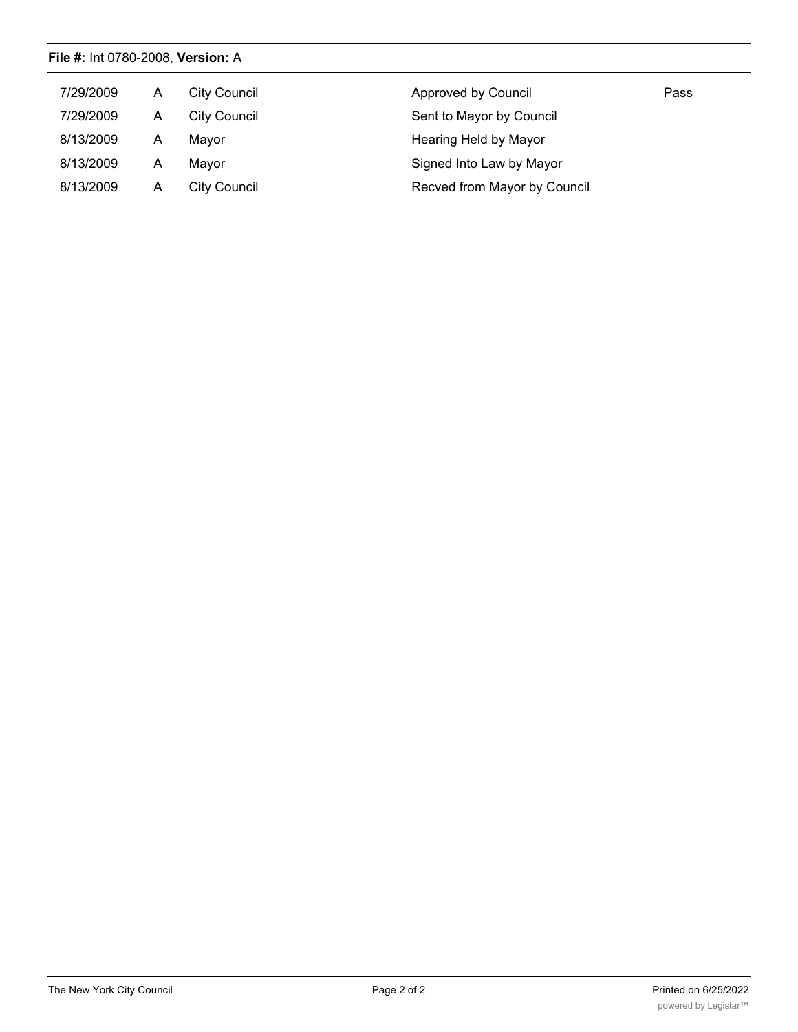**File #:** Int 0780-2008, **Version:** A

| | | | | |
|---|---|---|---|---|
| 7/29/2009 | A | City Council | Approved by Council | Pass |
| 7/29/2009 | A | City Council | Sent to Mayor by Council | |
| 8/13/2009 | A | Mayor | Hearing Held by Mayor | |
| 8/13/2009 | A | Mayor | Signed Into Law by Mayor | |
| 8/13/2009 | A | City Council | Recved from Mayor by Council | |